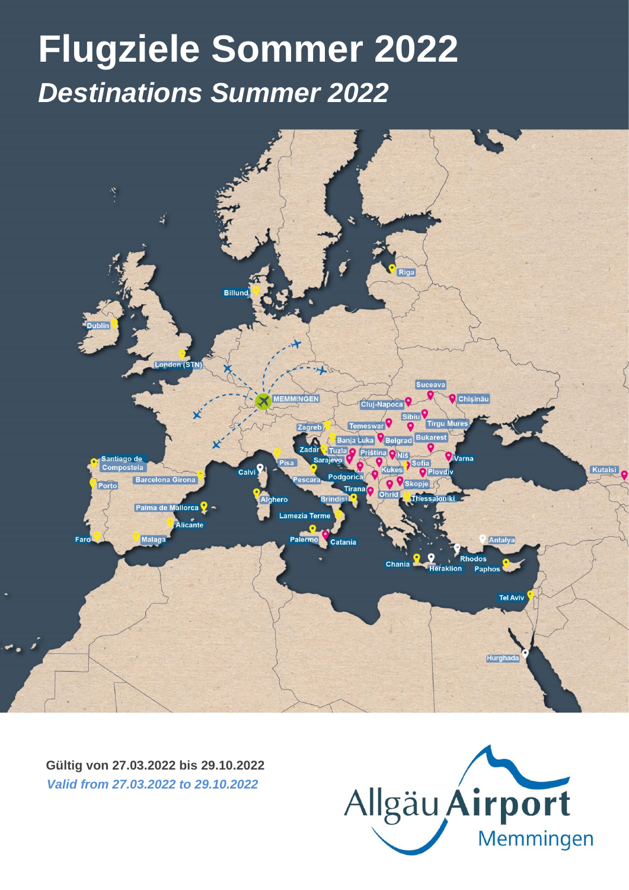# Flugziele Sommer 2022

## *Destinations Summer 2022*

Riga

Billund

Dublin

London (STN)

MEMMINGEN

Suceava

Chișinău

Cluj-Napoca

Sibiu

Tirgu Mures

Temeswar

Zagreb

Banja Luka

Belgrad

Bukarest

Zadar

Tuzla

Priština

Niš

Varna

Sarajevo

Sofia

Kutaisi

Santiago de Compostela

Pisa

Kukes

Plovdiv

Calvi

Podgorica

Barcelona Girona

Porto

Pescara

Skopje

Tirana

Alghero

Brindisi

Ohrid

Thessaloniki

Palma de Mallorca

Lamezia Terme

Alicante

Faro

Malaga

Palermo

Catania

Antalya

Rhodos

Chania

Heraklion

Paphos

Tel Aviv

Hurghada

**Gültig von 27.03.2022 bis 29.10.2022**

***Valid from 27.03.2022 to 29.10.2022***

Allgäu Airport Memmingen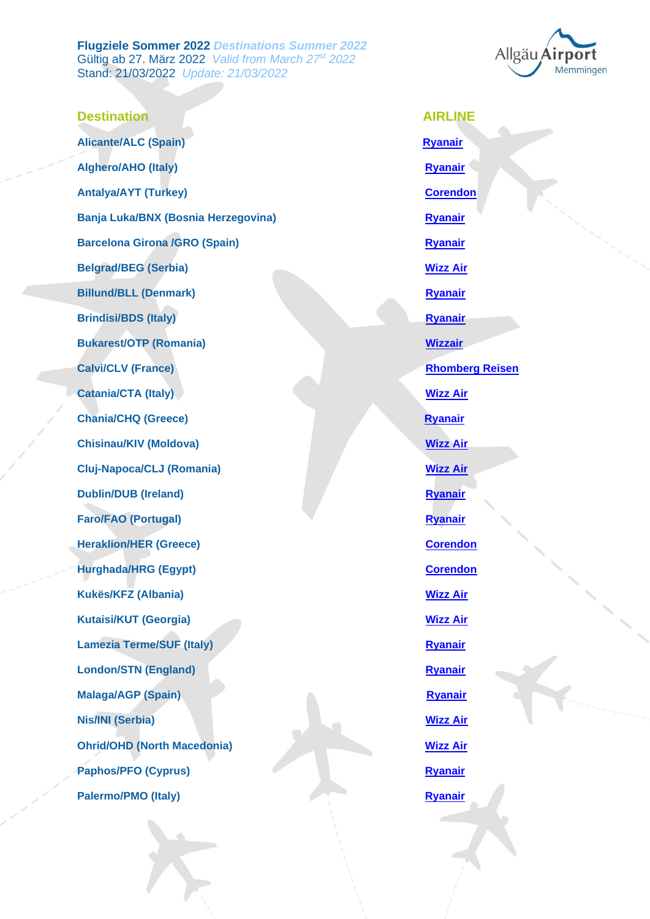**Flugziele Sommer 2022** *Destinations Summer 2022*
Gültig ab 27. März 2022 *Valid from March 27st 2022*
Stand: 21/03/2022 *Update: 21/03/2022*

| Destination | AIRLINE |
| --- | --- |
| Alicante/ALC (Spain) | Ryanair |
| Alghero/AHO (Italy) | Ryanair |
| Antalya/AYT (Turkey) | Corendon |
| Banja Luka/BNX (Bosnia Herzegovina) | Ryanair |
| Barcelona Girona /GRO (Spain) | Ryanair |
| Belgrad/BEG (Serbia) | Wizz Air |
| Billund/BLL (Denmark) | Ryanair |
| Brindisi/BDS (Italy) | Ryanair |
| Bukarest/OTP (Romania) | Wizzair |
| Calvi/CLV (France) | Rhomberg Reisen |
| Catania/CTA (Italy) | Wizz Air |
| Chania/CHQ (Greece) | Ryanair |
| Chisinau/KIV (Moldova) | Wizz Air |
| Cluj-Napoca/CLJ (Romania) | Wizz Air |
| Dublin/DUB (Ireland) | Ryanair |
| Faro/FAO (Portugal) | Ryanair |
| Heraklion/HER (Greece) | Corendon |
| Hurghada/HRG (Egypt) | Corendon |
| Kukës/KFZ (Albania) | Wizz Air |
| Kutaisi/KUT (Georgia) | Wizz Air |
| Lamezia Terme/SUF (Italy) | Ryanair |
| London/STN (England) | Ryanair |
| Malaga/AGP (Spain) | Ryanair |
| Nis/INI (Serbia) | Wizz Air |
| Ohrid/OHD (North Macedonia) | Wizz Air |
| Paphos/PFO (Cyprus) | Ryanair |
| Palermo/PMO (Italy) | Ryanair |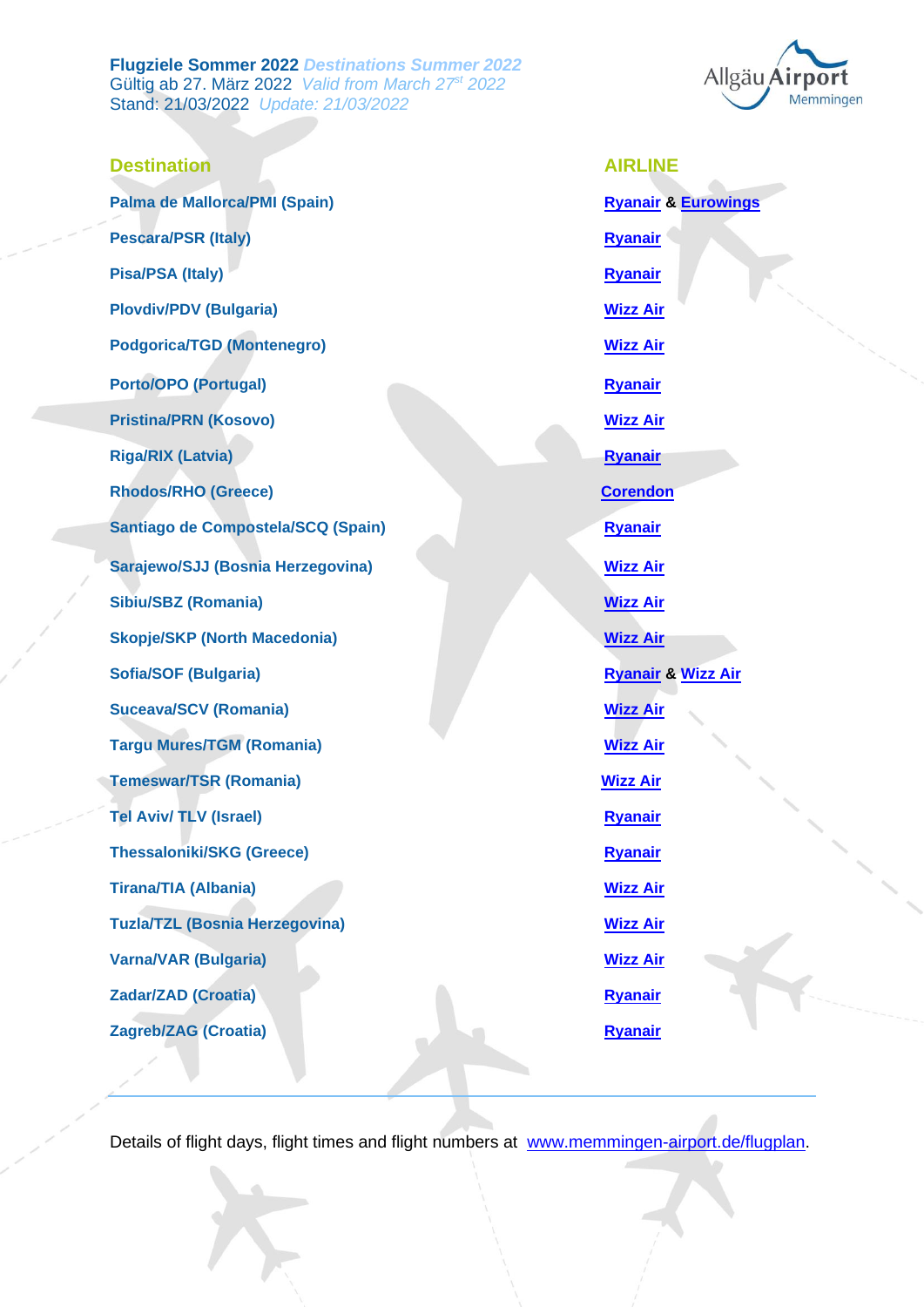**Flugziele Sommer 2022** *Destinations Summer 2022*
Gültig ab 27. März 2022 *Valid from March 27st 2022*
Stand: 21/03/2022 *Update: 21/03/2022*

| Destination | AIRLINE |
|---|---|
| Palma de Mallorca/PMI (Spain) | Ryanair & Eurowings |
| Pescara/PSR (Italy) | Ryanair |
| Pisa/PSA (Italy) | Ryanair |
| Plovdiv/PDV (Bulgaria) | Wizz Air |
| Podgorica/TGD (Montenegro) | Wizz Air |
| Porto/OPO (Portugal) | Ryanair |
| Pristina/PRN (Kosovo) | Wizz Air |
| Riga/RIX (Latvia) | Ryanair |
| Rhodos/RHO (Greece) | Corendon |
| Santiago de Compostela/SCQ (Spain) | Ryanair |
| Sarajewo/SJJ (Bosnia Herzegovina) | Wizz Air |
| Sibiu/SBZ (Romania) | Wizz Air |
| Skopje/SKP (North Macedonia) | Wizz Air |
| Sofia/SOF (Bulgaria) | Ryanair & Wizz Air |
| Suceava/SCV (Romania) | Wizz Air |
| Targu Mures/TGM (Romania) | Wizz Air |
| Temeswar/TSR (Romania) | Wizz Air |
| Tel Aviv/ TLV (Israel) | Ryanair |
| Thessaloniki/SKG (Greece) | Ryanair |
| Tirana/TIA (Albania) | Wizz Air |
| Tuzla/TZL (Bosnia Herzegovina) | Wizz Air |
| Varna/VAR (Bulgaria) | Wizz Air |
| Zadar/ZAD (Croatia) | Ryanair |
| Zagreb/ZAG (Croatia) | Ryanair |

Details of flight days, flight times and flight numbers at www.memmingen-airport.de/flugplan.